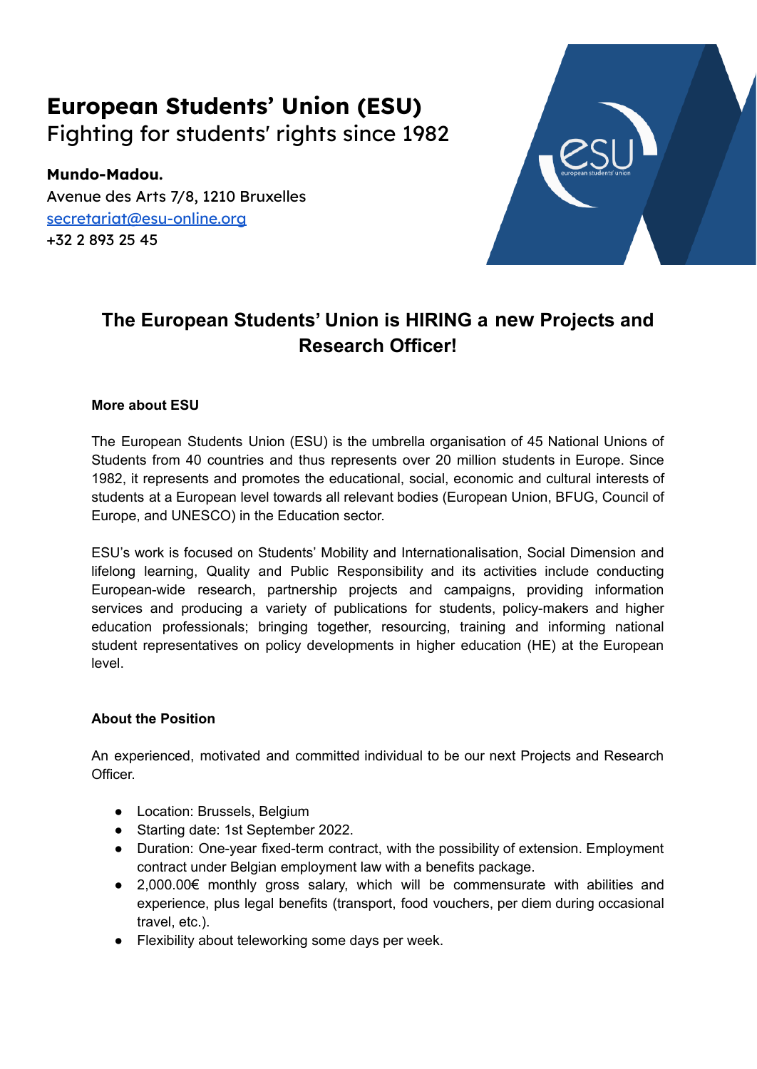# European Students' Union (ESU)
Fighting for students' rights since 1982

**Mundo-Madou.**
Avenue des Arts 7/8, 1210 Bruxelles
secretariat@esu-online.org
+32 2 893 25 45

## The European Students' Union is HIRING a new Projects and Research Officer!

**More about ESU**

The European Students Union (ESU) is the umbrella organisation of 45 National Unions of Students from 40 countries and thus represents over 20 million students in Europe. Since 1982, it represents and promotes the educational, social, economic and cultural interests of students at a European level towards all relevant bodies (European Union, BFUG, Council of Europe, and UNESCO) in the Education sector.

ESU's work is focused on Students' Mobility and Internationalisation, Social Dimension and lifelong learning, Quality and Public Responsibility and its activities include conducting European-wide research, partnership projects and campaigns, providing information services and producing a variety of publications for students, policy-makers and higher education professionals; bringing together, resourcing, training and informing national student representatives on policy developments in higher education (HE) at the European level.

**About the Position**

An experienced, motivated and committed individual to be our next Projects and Research Officer.

- Location: Brussels, Belgium
- Starting date: 1st September 2022.
- Duration: One-year fixed-term contract, with the possibility of extension. Employment contract under Belgian employment law with a benefits package.
- 2,000.00€ monthly gross salary, which will be commensurate with abilities and experience, plus legal benefits (transport, food vouchers, per diem during occasional travel, etc.).
- Flexibility about teleworking some days per week.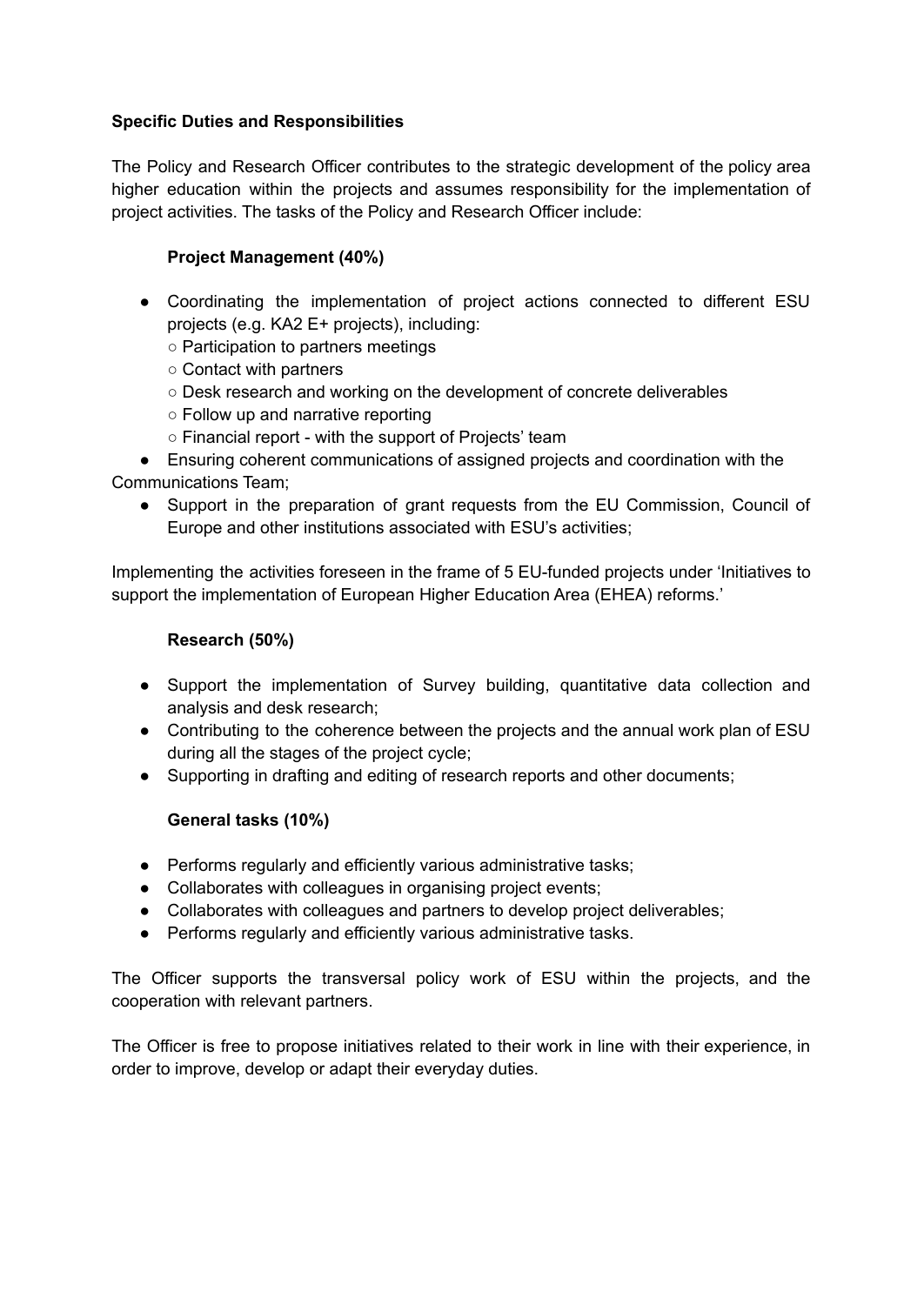**Specific Duties and Responsibilities**

The Policy and Research Officer contributes to the strategic development of the policy area higher education within the projects and assumes responsibility for the implementation of project activities. The tasks of the Policy and Research Officer include:

**Project Management (40%)**

- Coordinating the implementation of project actions connected to different ESU projects (e.g. KA2 E+ projects), including:
  - Participation to partners meetings
  - Contact with partners
  - Desk research and working on the development of concrete deliverables
  - Follow up and narrative reporting
  - Financial report - with the support of Projects' team
- Ensuring coherent communications of assigned projects and coordination with the Communications Team;
- Support in the preparation of grant requests from the EU Commission, Council of Europe and other institutions associated with ESU's activities;

Implementing the activities foreseen in the frame of 5 EU-funded projects under 'Initiatives to support the implementation of European Higher Education Area (EHEA) reforms.'

**Research (50%)**

- Support the implementation of Survey building, quantitative data collection and analysis and desk research;
- Contributing to the coherence between the projects and the annual work plan of ESU during all the stages of the project cycle;
- Supporting in drafting and editing of research reports and other documents;

**General tasks (10%)**

- Performs regularly and efficiently various administrative tasks;
- Collaborates with colleagues in organising project events;
- Collaborates with colleagues and partners to develop project deliverables;
- Performs regularly and efficiently various administrative tasks.

The Officer supports the transversal policy work of ESU within the projects, and the cooperation with relevant partners.

The Officer is free to propose initiatives related to their work in line with their experience, in order to improve, develop or adapt their everyday duties.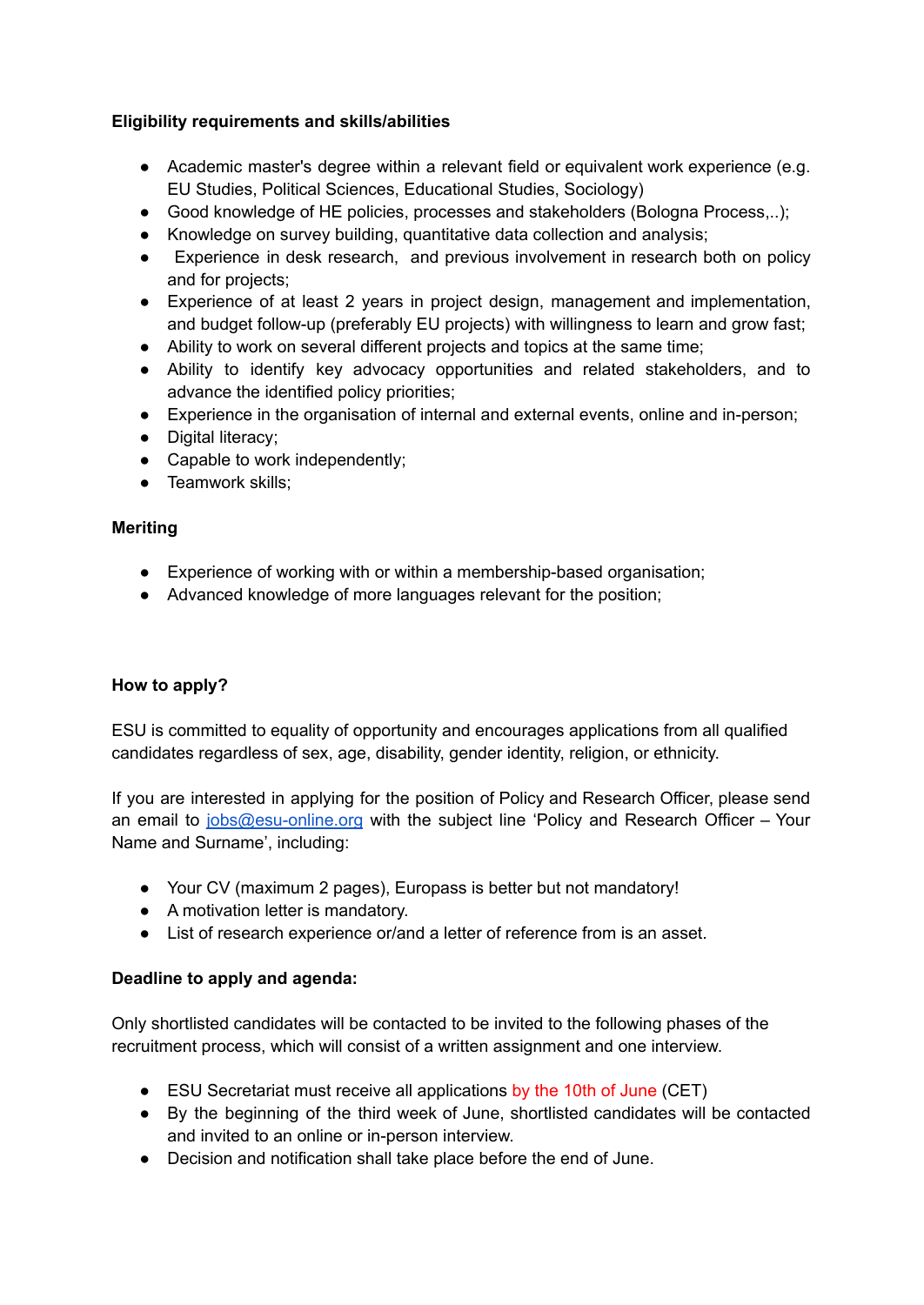**Eligibility requirements and skills/abilities**

- Academic master's degree within a relevant field or equivalent work experience (e.g. EU Studies, Political Sciences, Educational Studies, Sociology)
- Good knowledge of HE policies, processes and stakeholders (Bologna Process,..);
- Knowledge on survey building, quantitative data collection and analysis;
- Experience in desk research, and previous involvement in research both on policy and for projects;
- Experience of at least 2 years in project design, management and implementation, and budget follow-up (preferably EU projects) with willingness to learn and grow fast;
- Ability to work on several different projects and topics at the same time;
- Ability to identify key advocacy opportunities and related stakeholders, and to advance the identified policy priorities;
- Experience in the organisation of internal and external events, online and in-person;
- Digital literacy;
- Capable to work independently;
- Teamwork skills;

**Meriting**

- Experience of working with or within a membership-based organisation;
- Advanced knowledge of more languages relevant for the position;

**How to apply?**

ESU is committed to equality of opportunity and encourages applications from all qualified candidates regardless of sex, age, disability, gender identity, religion, or ethnicity.

If you are interested in applying for the position of Policy and Research Officer, please send an email to [jobs@esu-online.org](mailto:jobs@esu-online.org) with the subject line 'Policy and Research Officer – Your Name and Surname', including:

- Your CV (maximum 2 pages), Europass is better but not mandatory!
- A motivation letter is mandatory.
- List of research experience or/and a letter of reference from is an asset.

**Deadline to apply and agenda:**

Only shortlisted candidates will be contacted to be invited to the following phases of the recruitment process, which will consist of a written assignment and one interview.

- ESU Secretariat must receive all applications by the 10th of June (CET)
- By the beginning of the third week of June, shortlisted candidates will be contacted and invited to an online or in-person interview.
- Decision and notification shall take place before the end of June.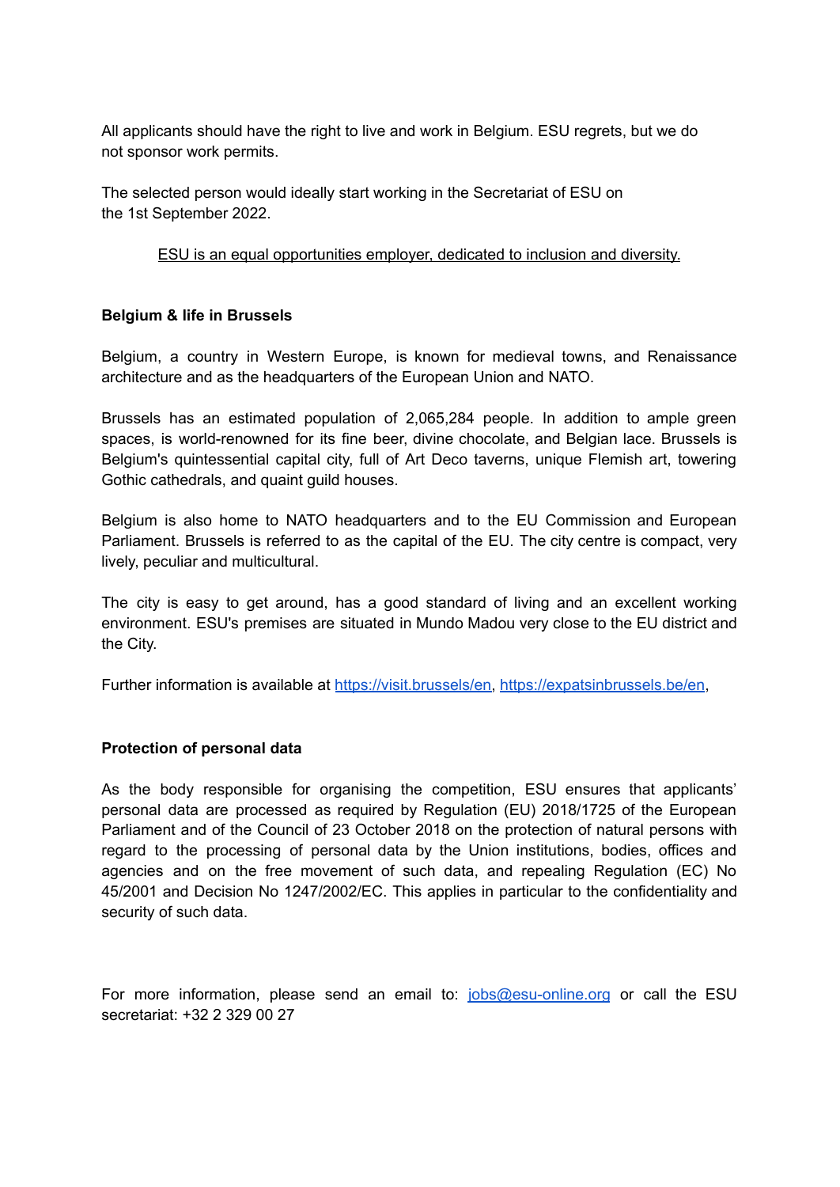All applicants should have the right to live and work in Belgium. ESU regrets, but we do not sponsor work permits.

The selected person would ideally start working in the Secretariat of ESU on the 1st September 2022.

ESU is an equal opportunities employer, dedicated to inclusion and diversity.

**Belgium & life in Brussels**

Belgium, a country in Western Europe, is known for medieval towns, and Renaissance architecture and as the headquarters of the European Union and NATO.

Brussels has an estimated population of 2,065,284 people. In addition to ample green spaces, is world-renowned for its fine beer, divine chocolate, and Belgian lace. Brussels is Belgium's quintessential capital city, full of Art Deco taverns, unique Flemish art, towering Gothic cathedrals, and quaint guild houses.

Belgium is also home to NATO headquarters and to the EU Commission and European Parliament. Brussels is referred to as the capital of the EU. The city centre is compact, very lively, peculiar and multicultural.

The city is easy to get around, has a good standard of living and an excellent working environment. ESU's premises are situated in Mundo Madou very close to the EU district and the City.

Further information is available at [https://visit.brussels/en](https://visit.brussels/en), [https://expatsinbrussels.be/en](https://expatsinbrussels.be/en),

**Protection of personal data**

As the body responsible for organising the competition, ESU ensures that applicants' personal data are processed as required by Regulation (EU) 2018/1725 of the European Parliament and of the Council of 23 October 2018 on the protection of natural persons with regard to the processing of personal data by the Union institutions, bodies, offices and agencies and on the free movement of such data, and repealing Regulation (EC) No 45/2001 and Decision No 1247/2002/EC. This applies in particular to the confidentiality and security of such data.

For more information, please send an email to: [jobs@esu-online.org](mailto:jobs@esu-online.org) or call the ESU secretariat: +32 2 329 00 27